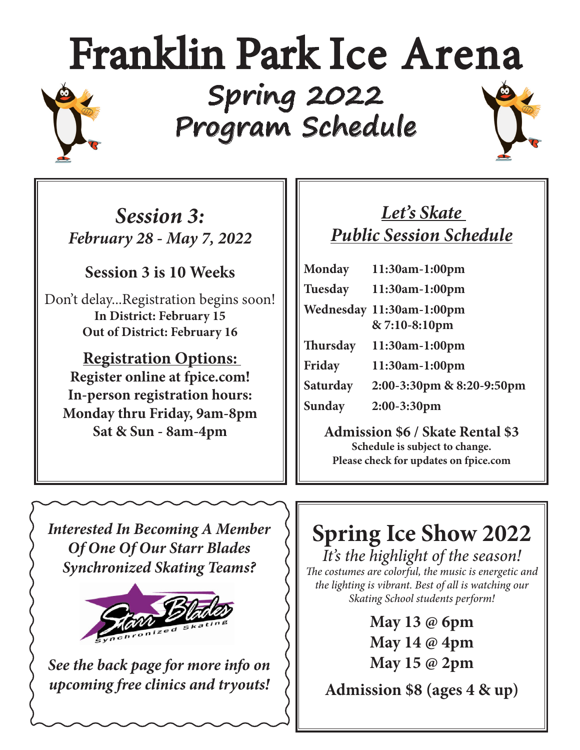# Franklin Park Ice Arena

## Spring 2022 Program Schedule

### *Session 3:*

***February 28 - May 7, 2022***

**Session 3 is 10 Weeks**

Don't delay...Registration begins soon!

**In District: February 15**

**Out of District: February 16**

**Registration Options:**

**Register online at fpice.com!**

**In-person registration hours:**

**Monday thru Friday, 9am-8pm**

**Sat & Sun - 8am-4pm**

### *Let's Skate Public Session Schedule*

| Day | Time |
|---|---|
| **Monday** | **11:30am-1:00pm** |
| **Tuesday** | **11:30am-1:00pm** |
| **Wednesday** | **11:30am-1:00pm & 7:10-8:10pm** |
| **Thursday** | **11:30am-1:00pm** |
| **Friday** | **11:30am-1:00pm** |
| **Saturday** | **2:00-3:30pm & 8:20-9:50pm** |
| **Sunday** | **2:00-3:30pm** |

**Admission $6 / Skate Rental $3**

**Schedule is subject to change.**

**Please check for updates on fpice.com**

***Interested In Becoming A Member Of One Of Our Starr Blades Synchronized Skating Teams?***

Starr Blades Synchronized Skating

***See the back page for more info on upcoming free clinics and tryouts!***

### Spring Ice Show 2022

*It's the highlight of the season!*

*The costumes are colorful, the music is energetic and the lighting is vibrant. Best of all is watching our Skating School students perform!*

**May 13 @ 6pm**

**May 14 @ 4pm**

**May 15 @ 2pm**

**Admission $8 (ages 4 & up)**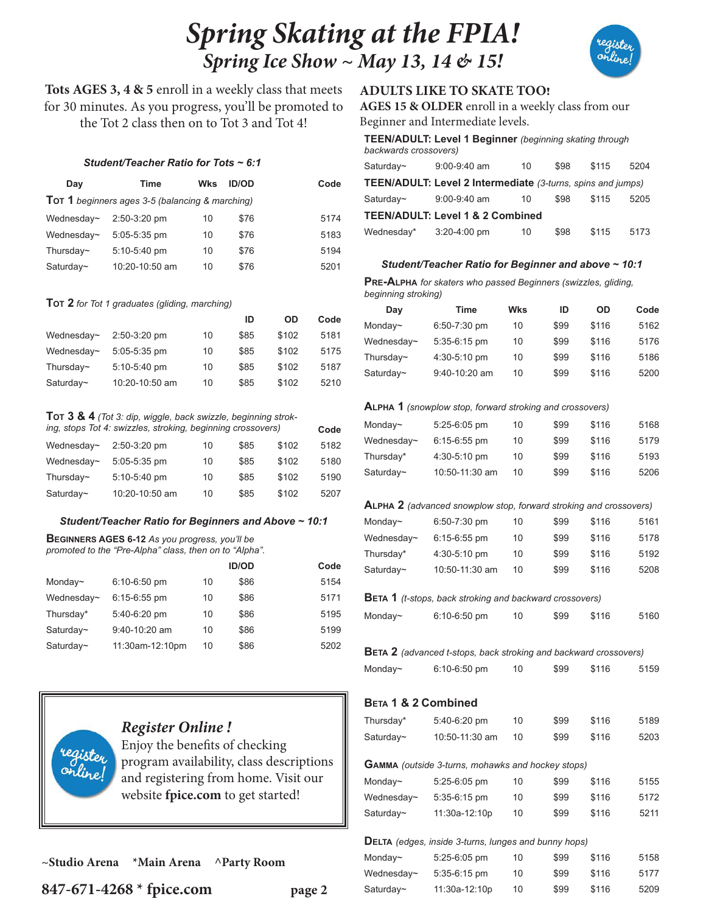# Spring Skating at the FPIA!

## Spring Ice Show ~ May 13, 14 & 15!

register online!

**Tots AGES 3, 4 & 5** enroll in a weekly class that meets for 30 minutes. As you progress, you'll be promoted to the Tot 2 class then on to Tot 3 and Tot 4!

***Student/Teacher Ratio for Tots ~ 6:1***

**TOT 1** *beginners ages 3-5 (balancing & marching)*

| Day | Time | Wks | ID/OD | Code |
|---|---|---|---|---|
| Wednesday~ | 2:50-3:20 pm | 10 | $76 | 5174 |
| Wednesday~ | 5:05-5:35 pm | 10 | $76 | 5183 |
| Thursday~ | 5:10-5:40 pm | 10 | $76 | 5194 |
| Saturday~ | 10:20-10:50 am | 10 | $76 | 5201 |

**TOT 2** *for Tot 1 graduates (gliding, marching)*

| Day | Time | Wks | ID | OD | Code |
|---|---|---|---|---|---|
| Wednesday~ | 2:50-3:20 pm | 10 | $85 | $102 | 5181 |
| Wednesday~ | 5:05-5:35 pm | 10 | $85 | $102 | 5175 |
| Thursday~ | 5:10-5:40 pm | 10 | $85 | $102 | 5187 |
| Saturday~ | 10:20-10:50 am | 10 | $85 | $102 | 5210 |

**TOT 3 & 4** *(Tot 3: dip, wiggle, back swizzle, beginning stroking, stops Tot 4: swizzles, stroking, beginning crossovers)*

| Day | Time | Wks | ID | OD | Code |
|---|---|---|---|---|---|
| Wednesday~ | 2:50-3:20 pm | 10 | $85 | $102 | 5182 |
| Wednesday~ | 5:05-5:35 pm | 10 | $85 | $102 | 5180 |
| Thursday~ | 5:10-5:40 pm | 10 | $85 | $102 | 5190 |
| Saturday~ | 10:20-10:50 am | 10 | $85 | $102 | 5207 |

***Student/Teacher Ratio for Beginners and Above ~ 10:1***

**BEGINNERS AGES 6-12** *As you progress, you'll be promoted to the "Pre-Alpha" class, then on to "Alpha".*

| Day | Time | Wks | ID/OD | Code |
|---|---|---|---|---|
| Monday~ | 6:10-6:50 pm | 10 | $86 | 5154 |
| Wednesday~ | 6:15-6:55 pm | 10 | $86 | 5171 |
| Thursday* | 5:40-6:20 pm | 10 | $86 | 5195 |
| Saturday~ | 9:40-10:20 am | 10 | $86 | 5199 |
| Saturday~ | 11:30am-12:10pm | 10 | $86 | 5202 |

### *Register Online !*

Enjoy the benefits of checking program availability, class descriptions and registering from home. Visit our website **fpice.com** to get started!

## ADULTS LIKE TO SKATE TOO!

**AGES 15 & OLDER** enroll in a weekly class from our Beginner and Intermediate levels.

| Day | Time | Wks | ID | OD | Code |
|---|---|---|---|---|---|
| **TEEN/ADULT: Level 1 Beginner** *(beginning skating through backwards crossovers)* | | | | | |
| Saturday~ | 9:00-9:40 am | 10 | $98 | $115 | 5204 |
| **TEEN/ADULT: Level 2 Intermediate** *(3-turns, spins and jumps)* | | | | | |
| Saturday~ | 9:00-9:40 am | 10 | $98 | $115 | 5205 |
| **TEEN/ADULT: Level 1 & 2 Combined** | | | | | |
| Wednesday* | 3:20-4:00 pm | 10 | $98 | $115 | 5173 |

***Student/Teacher Ratio for Beginner and above ~ 10:1***

**PRE-ALPHA** *for skaters who passed Beginners (swizzles, gliding, beginning stroking)*

| Day | Time | Wks | ID | OD | Code |
|---|---|---|---|---|---|
| Monday~ | 6:50-7:30 pm | 10 | $99 | $116 | 5162 |
| Wednesday~ | 5:35-6:15 pm | 10 | $99 | $116 | 5176 |
| Thursday~ | 4:30-5:10 pm | 10 | $99 | $116 | 5186 |
| Saturday~ | 9:40-10:20 am | 10 | $99 | $116 | 5200 |

**ALPHA 1** *(snowplow stop, forward stroking and crossovers)*

| Day | Time | Wks | ID | OD | Code |
|---|---|---|---|---|---|
| Monday~ | 5:25-6:05 pm | 10 | $99 | $116 | 5168 |
| Wednesday~ | 6:15-6:55 pm | 10 | $99 | $116 | 5179 |
| Thursday* | 4:30-5:10 pm | 10 | $99 | $116 | 5193 |
| Saturday~ | 10:50-11:30 am | 10 | $99 | $116 | 5206 |

**ALPHA 2** *(advanced snowplow stop, forward stroking and crossovers)*

| Day | Time | Wks | ID | OD | Code |
|---|---|---|---|---|---|
| Monday~ | 6:50-7:30 pm | 10 | $99 | $116 | 5161 |
| Wednesday~ | 6:15-6:55 pm | 10 | $99 | $116 | 5178 |
| Thursday* | 4:30-5:10 pm | 10 | $99 | $116 | 5192 |
| Saturday~ | 10:50-11:30 am | 10 | $99 | $116 | 5208 |

**BETA 1** *(t-stops, back stroking and backward crossovers)*

| Day | Time | Wks | ID | OD | Code |
|---|---|---|---|---|---|
| Monday~ | 6:10-6:50 pm | 10 | $99 | $116 | 5160 |

**BETA 2** *(advanced t-stops, back stroking and backward crossovers)*

| Day | Time | Wks | ID | OD | Code |
|---|---|---|---|---|---|
| Monday~ | 6:10-6:50 pm | 10 | $99 | $116 | 5159 |

**BETA 1 & 2 Combined**

| Day | Time | Wks | ID | OD | Code |
|---|---|---|---|---|---|
| Thursday* | 5:40-6:20 pm | 10 | $99 | $116 | 5189 |
| Saturday~ | 10:50-11:30 am | 10 | $99 | $116 | 5203 |

**GAMMA** *(outside 3-turns, mohawks and hockey stops)*

| Day | Time | Wks | ID | OD | Code |
|---|---|---|---|---|---|
| Monday~ | 5:25-6:05 pm | 10 | $99 | $116 | 5155 |
| Wednesday~ | 5:35-6:15 pm | 10 | $99 | $116 | 5172 |
| Saturday~ | 11:30a-12:10p | 10 | $99 | $116 | 5211 |

**DELTA** *(edges, inside 3-turns, lunges and bunny hops)*

| Day | Time | Wks | ID | OD | Code |
|---|---|---|---|---|---|
| Monday~ | 5:25-6:05 pm | 10 | $99 | $116 | 5158 |
| Wednesday~ | 5:35-6:15 pm | 10 | $99 | $116 | 5177 |
| Saturday~ | 11:30a-12:10p | 10 | $99 | $116 | 5209 |

**~Studio Arena  *Main Arena  ^Party Room**

**847-671-4268 * fpice.com**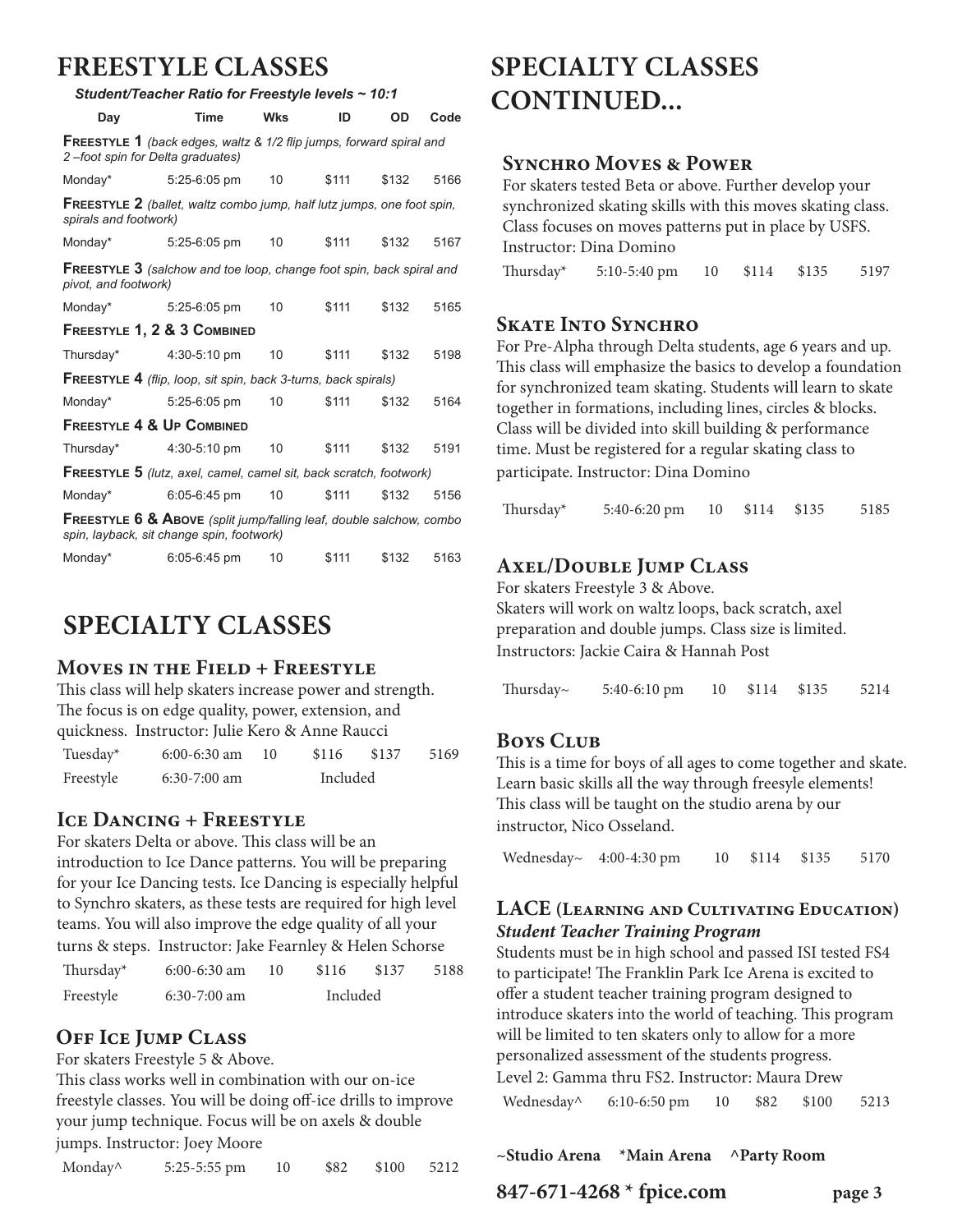# FREESTYLE CLASSES

***Student/Teacher Ratio for Freestyle levels ~ 10:1***

| Day | Time | Wks | ID | OD | Code |
|---|---|---|---|---|---|
| **FREESTYLE 1** *(back edges, waltz & 1/2 flip jumps, forward spiral and 2 –foot spin for Delta graduates)* | | | | | |
| Monday* | 5:25-6:05 pm | 10 | $111 | $132 | 5166 |
| **FREESTYLE 2** *(ballet, waltz combo jump, half lutz jumps, one foot spin, spirals and footwork)* | | | | | |
| Monday* | 5:25-6:05 pm | 10 | $111 | $132 | 5167 |
| **FREESTYLE 3** *(salchow and toe loop, change foot spin, back spiral and pivot, and footwork)* | | | | | |
| Monday* | 5:25-6:05 pm | 10 | $111 | $132 | 5165 |
| **FREESTYLE 1, 2 & 3 COMBINED** | | | | | |
| Thursday* | 4:30-5:10 pm | 10 | $111 | $132 | 5198 |
| **FREESTYLE 4** *(flip, loop, sit spin, back 3-turns, back spirals)* | | | | | |
| Monday* | 5:25-6:05 pm | 10 | $111 | $132 | 5164 |
| **FREESTYLE 4 & UP COMBINED** | | | | | |
| Thursday* | 4:30-5:10 pm | 10 | $111 | $132 | 5191 |
| **FREESTYLE 5** *(lutz, axel, camel, camel sit, back scratch, footwork)* | | | | | |
| Monday* | 6:05-6:45 pm | 10 | $111 | $132 | 5156 |
| **FREESTYLE 6 & ABOVE** *(split jump/falling leaf, double salchow, combo spin, layback, sit change spin, footwork)* | | | | | |
| Monday* | 6:05-6:45 pm | 10 | $111 | $132 | 5163 |

# SPECIALTY CLASSES

## Moves in the Field + Freestyle

This class will help skaters increase power and strength. The focus is on edge quality, power, extension, and quickness. Instructor: Julie Kero & Anne Raucci

| | | | | | |
|---|---|---|---|---|---|
| Tuesday* | 6:00-6:30 am | 10 | $116 | $137 | 5169 |
| Freestyle | 6:30-7:00 am | | Included | | |

## Ice Dancing + Freestyle

For skaters Delta or above. This class will be an introduction to Ice Dance patterns. You will be preparing for your Ice Dancing tests. Ice Dancing is especially helpful to Synchro skaters, as these tests are required for high level teams. You will also improve the edge quality of all your turns & steps. Instructor: Jake Fearnley & Helen Schorse

| | | | | | |
|---|---|---|---|---|---|
| Thursday* | 6:00-6:30 am | 10 | $116 | $137 | 5188 |
| Freestyle | 6:30-7:00 am | | Included | | |

## Off Ice Jump Class

For skaters Freestyle 5 & Above.

This class works well in combination with our on-ice freestyle classes. You will be doing off-ice drills to improve your jump technique. Focus will be on axels & double jumps. Instructor: Joey Moore

| | | | | | |
|---|---|---|---|---|---|
| Monday^ | 5:25-5:55 pm | 10 | $82 | $100 | 5212 |

# SPECIALTY CLASSES CONTINUED...

## Synchro Moves & Power

For skaters tested Beta or above. Further develop your synchronized skating skills with this moves skating class. Class focuses on moves patterns put in place by USFS. Instructor: Dina Domino

| | | | | | |
|---|---|---|---|---|---|
| Thursday* | 5:10-5:40 pm | 10 | $114 | $135 | 5197 |

## Skate Into Synchro

For Pre-Alpha through Delta students, age 6 years and up. This class will emphasize the basics to develop a foundation for synchronized team skating. Students will learn to skate together in formations, including lines, circles & blocks. Class will be divided into skill building & performance time. Must be registered for a regular skating class to participate. Instructor: Dina Domino

| | | | | | |
|---|---|---|---|---|---|
| Thursday* | 5:40-6:20 pm | 10 | $114 | $135 | 5185 |

## Axel/Double Jump Class

For skaters Freestyle 3 & Above.

Skaters will work on waltz loops, back scratch, axel preparation and double jumps. Class size is limited. Instructors: Jackie Caira & Hannah Post

| | | | | | |
|---|---|---|---|---|---|
| Thursday~ | 5:40-6:10 pm | 10 | $114 | $135 | 5214 |

## Boys Club

This is a time for boys of all ages to come together and skate. Learn basic skills all the way through freesyle elements! This class will be taught on the studio arena by our instructor, Nico Osseland.

| | | | | | |
|---|---|---|---|---|---|
| Wednesday~ | 4:00-4:30 pm | 10 | $114 | $135 | 5170 |

## LACE (Learning and Cultivating Education)

***Student Teacher Training Program***

Students must be in high school and passed ISI tested FS4 to participate! The Franklin Park Ice Arena is excited to offer a student teacher training program designed to introduce skaters into the world of teaching. This program will be limited to ten skaters only to allow for a more personalized assessment of the students progress.

Level 2: Gamma thru FS2. Instructor: Maura Drew

| | | | | | |
|---|---|---|---|---|---|
| Wednesday^ | 6:10-6:50 pm | 10 | $82 | $100 | 5213 |

**~Studio Arena   *Main Arena   ^Party Room**

**847-671-4268 * fpice.com**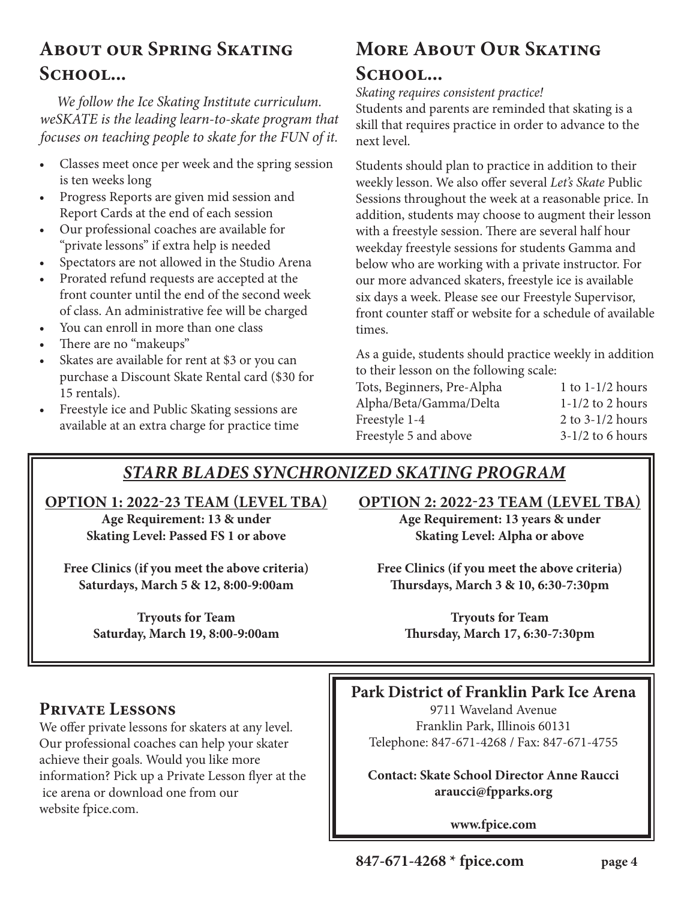## About our Spring Skating School...

*We follow the Ice Skating Institute curriculum. weSKATE is the leading learn-to-skate program that focuses on teaching people to skate for the FUN of it.*

- Classes meet once per week and the spring session is ten weeks long
- Progress Reports are given mid session and Report Cards at the end of each session
- Our professional coaches are available for "private lessons" if extra help is needed
- Spectators are not allowed in the Studio Arena
- Prorated refund requests are accepted at the front counter until the end of the second week of class. An administrative fee will be charged
- You can enroll in more than one class
- There are no "makeups"
- Skates are available for rent at $3 or you can purchase a Discount Skate Rental card ($30 for 15 rentals).
- Freestyle ice and Public Skating sessions are available at an extra charge for practice time

## More About Our Skating School...

*Skating requires consistent practice!*
Students and parents are reminded that skating is a skill that requires practice in order to advance to the next level.

Students should plan to practice in addition to their weekly lesson. We also offer several *Let's Skate* Public Sessions throughout the week at a reasonable price. In addition, students may choose to augment their lesson with a freestyle session. There are several half hour weekday freestyle sessions for students Gamma and below who are working with a private instructor. For our more advanced skaters, freestyle ice is available six days a week. Please see our Freestyle Supervisor, front counter staff or website for a schedule of available times.

As a guide, students should practice weekly in addition to their lesson on the following scale:

| | |
|---|---|
| Tots, Beginners, Pre-Alpha | 1 to 1-1/2 hours |
| Alpha/Beta/Gamma/Delta | 1-1/2 to 2 hours |
| Freestyle 1-4 | 2 to 3-1/2 hours |
| Freestyle 5 and above | 3-1/2 to 6 hours |

## *STARR BLADES SYNCHRONIZED SKATING PROGRAM*

**OPTION 1: 2022-23 TEAM (LEVEL TBA)**
**Age Requirement: 13 & under**
**Skating Level: Passed FS 1 or above**

**Free Clinics (if you meet the above criteria)**
**Saturdays, March 5 & 12, 8:00-9:00am**

**Tryouts for Team**
**Saturday, March 19, 8:00-9:00am**

**OPTION 2: 2022-23 TEAM (LEVEL TBA)**
**Age Requirement: 13 years & under**
**Skating Level: Alpha or above**

**Free Clinics (if you meet the above criteria)**
**Thursdays, March 3 & 10, 6:30-7:30pm**

**Tryouts for Team**
**Thursday, March 17, 6:30-7:30pm**

## Private Lessons

We offer private lessons for skaters at any level. Our professional coaches can help your skater achieve their goals. Would you like more information? Pick up a Private Lesson flyer at the ice arena or download one from our website fpice.com.

**Park District of Franklin Park Ice Arena**
9711 Waveland Avenue
Franklin Park, Illinois 60131
Telephone: 847-671-4268 / Fax: 847-671-4755

**Contact: Skate School Director Anne Raucci**
**araucci@fpparks.org**

**www.fpice.com**